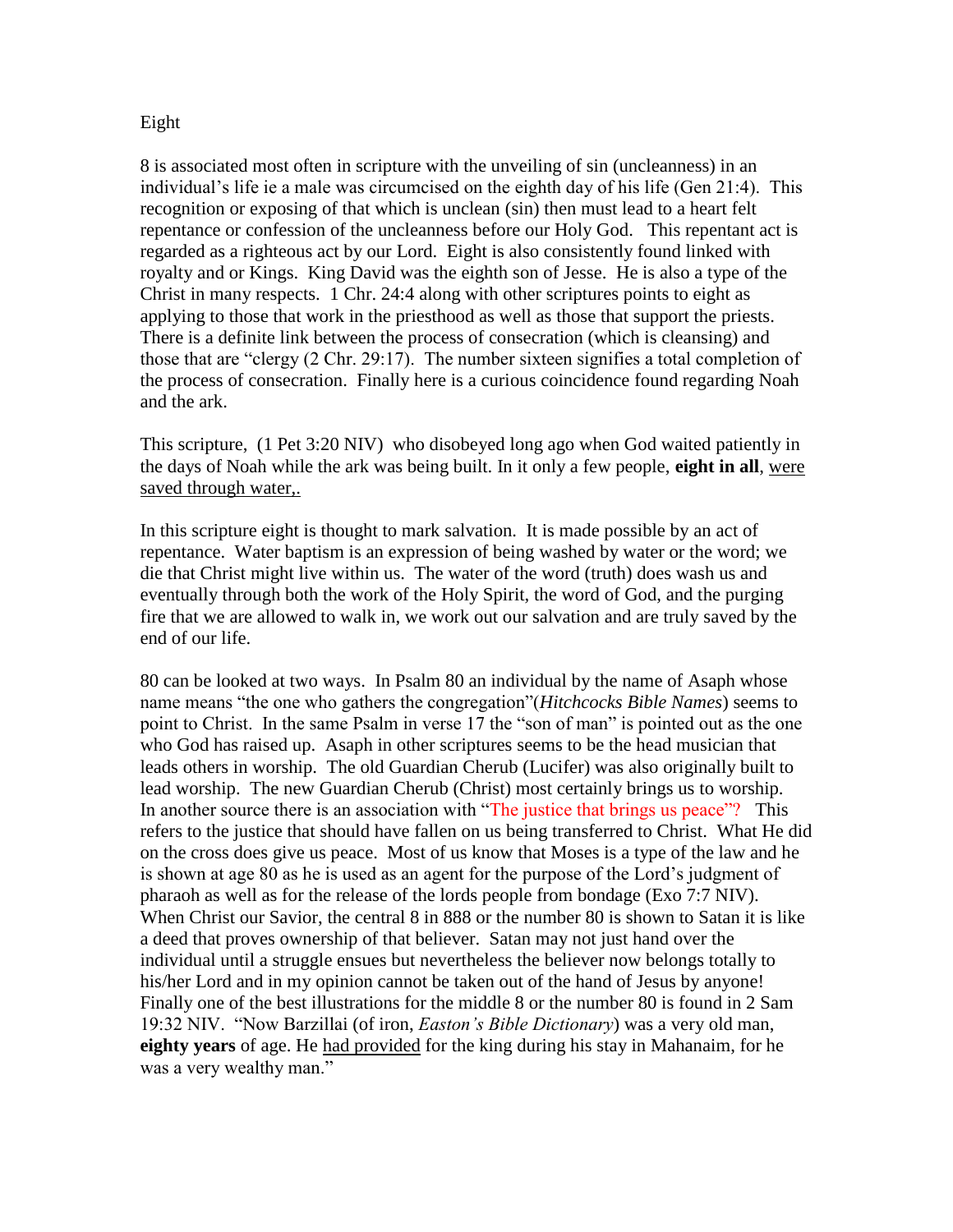Eight

8 is associated most often in scripture with the unveiling of sin (uncleanness) in an individual's life ie a male was circumcised on the eighth day of his life (Gen 21:4). This recognition or exposing of that which is unclean (sin) then must lead to a heart felt repentance or confession of the uncleanness before our Holy God. This repentant act is regarded as a righteous act by our Lord. Eight is also consistently found linked with royalty and or Kings. King David was the eighth son of Jesse. He is also a type of the Christ in many respects. 1 Chr. 24:4 along with other scriptures points to eight as applying to those that work in the priesthood as well as those that support the priests. There is a definite link between the process of consecration (which is cleansing) and those that are "clergy (2 Chr. 29:17). The number sixteen signifies a total completion of the process of consecration. Finally here is a curious coincidence found regarding Noah and the ark.

This scripture, (1 Pet 3:20 NIV) who disobeyed long ago when God waited patiently in the days of Noah while the ark was being built. In it only a few people, **eight in all**, <u>were saved through water,</u>.

In this scripture eight is thought to mark salvation. It is made possible by an act of repentance. Water baptism is an expression of being washed by water or the word; we die that Christ might live within us. The water of the word (truth) does wash us and eventually through both the work of the Holy Spirit, the word of God, and the purging fire that we are allowed to walk in, we work out our salvation and are truly saved by the end of our life.

80 can be looked at two ways. In Psalm 80 an individual by the name of Asaph whose name means "the one who gathers the congregation"(*Hitchcocks Bible Names*) seems to point to Christ. In the same Psalm in verse 17 the "son of man" is pointed out as the one who God has raised up. Asaph in other scriptures seems to be the head musician that leads others in worship. The old Guardian Cherub (Lucifer) was also originally built to lead worship. The new Guardian Cherub (Christ) most certainly brings us to worship. In another source there is an association with "The justice that brings us peace"? This refers to the justice that should have fallen on us being transferred to Christ. What He did on the cross does give us peace. Most of us know that Moses is a type of the law and he is shown at age 80 as he is used as an agent for the purpose of the Lord's judgment of pharaoh as well as for the release of the lords people from bondage (Exo 7:7 NIV). When Christ our Savior, the central 8 in 888 or the number 80 is shown to Satan it is like a deed that proves ownership of that believer. Satan may not just hand over the individual until a struggle ensues but nevertheless the believer now belongs totally to his/her Lord and in my opinion cannot be taken out of the hand of Jesus by anyone! Finally one of the best illustrations for the middle 8 or the number 80 is found in 2 Sam 19:32 NIV. "Now Barzillai (of iron, *Easton's Bible Dictionary*) was a very old man, **eighty years** of age. He <u>had provided</u> for the king during his stay in Mahanaim, for he was a very wealthy man."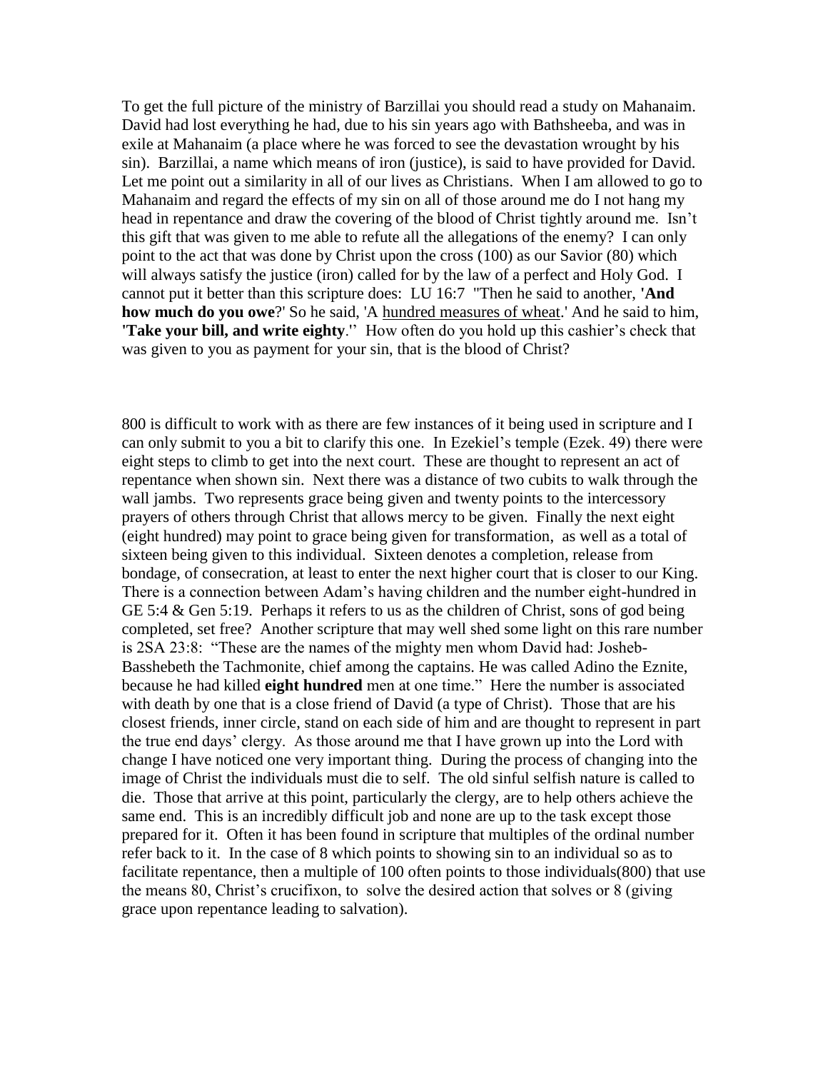To get the full picture of the ministry of Barzillai you should read a study on Mahanaim. David had lost everything he had, due to his sin years ago with Bathsheeba, and was in exile at Mahanaim (a place where he was forced to see the devastation wrought by his sin). Barzillai, a name which means of iron (justice), is said to have provided for David. Let me point out a similarity in all of our lives as Christians. When I am allowed to go to Mahanaim and regard the effects of my sin on all of those around me do I not hang my head in repentance and draw the covering of the blood of Christ tightly around me. Isn't this gift that was given to me able to refute all the allegations of the enemy? I can only point to the act that was done by Christ upon the cross (100) as our Savior (80) which will always satisfy the justice (iron) called for by the law of a perfect and Holy God. I cannot put it better than this scripture does: LU 16:7 "Then he said to another, **'And how much do you owe**?' So he said, 'A hundred measures of wheat.' And he said to him, **'Take your bill, and write eighty**.'' How often do you hold up this cashier's check that was given to you as payment for your sin, that is the blood of Christ?

800 is difficult to work with as there are few instances of it being used in scripture and I can only submit to you a bit to clarify this one. In Ezekiel's temple (Ezek. 49) there were eight steps to climb to get into the next court. These are thought to represent an act of repentance when shown sin. Next there was a distance of two cubits to walk through the wall jambs. Two represents grace being given and twenty points to the intercessory prayers of others through Christ that allows mercy to be given. Finally the next eight (eight hundred) may point to grace being given for transformation, as well as a total of sixteen being given to this individual. Sixteen denotes a completion, release from bondage, of consecration, at least to enter the next higher court that is closer to our King. There is a connection between Adam's having children and the number eight-hundred in GE 5:4 & Gen 5:19. Perhaps it refers to us as the children of Christ, sons of god being completed, set free? Another scripture that may well shed some light on this rare number is 2SA 23:8: "These are the names of the mighty men whom David had: Josheb-Basshebeth the Tachmonite, chief among the captains. He was called Adino the Eznite, because he had killed **eight hundred** men at one time." Here the number is associated with death by one that is a close friend of David (a type of Christ). Those that are his closest friends, inner circle, stand on each side of him and are thought to represent in part the true end days' clergy. As those around me that I have grown up into the Lord with change I have noticed one very important thing. During the process of changing into the image of Christ the individuals must die to self. The old sinful selfish nature is called to die. Those that arrive at this point, particularly the clergy, are to help others achieve the same end. This is an incredibly difficult job and none are up to the task except those prepared for it. Often it has been found in scripture that multiples of the ordinal number refer back to it. In the case of 8 which points to showing sin to an individual so as to facilitate repentance, then a multiple of 100 often points to those individuals(800) that use the means 80, Christ's crucifixon, to solve the desired action that solves or 8 (giving grace upon repentance leading to salvation).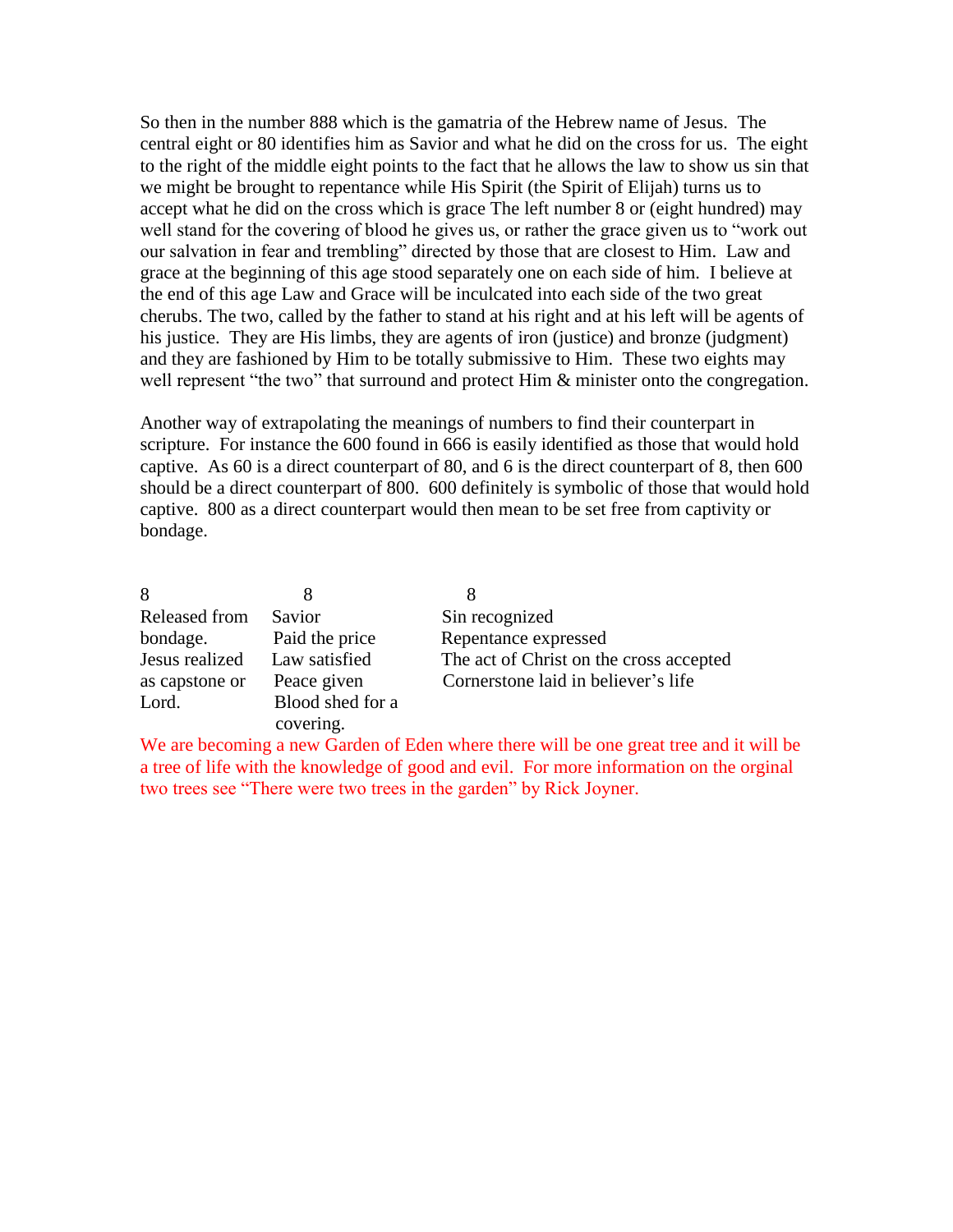So then in the number 888 which is the gamatria of the Hebrew name of Jesus. The central eight or 80 identifies him as Savior and what he did on the cross for us. The eight to the right of the middle eight points to the fact that he allows the law to show us sin that we might be brought to repentance while His Spirit (the Spirit of Elijah) turns us to accept what he did on the cross which is grace The left number 8 or (eight hundred) may well stand for the covering of blood he gives us, or rather the grace given us to "work out our salvation in fear and trembling" directed by those that are closest to Him. Law and grace at the beginning of this age stood separately one on each side of him. I believe at the end of this age Law and Grace will be inculcated into each side of the two great cherubs. The two, called by the father to stand at his right and at his left will be agents of his justice. They are His limbs, they are agents of iron (justice) and bronze (judgment) and they are fashioned by Him to be totally submissive to Him. These two eights may well represent "the two" that surround and protect Him & minister onto the congregation.

Another way of extrapolating the meanings of numbers to find their counterpart in scripture. For instance the 600 found in 666 is easily identified as those that would hold captive. As 60 is a direct counterpart of 80, and 6 is the direct counterpart of 8, then 600 should be a direct counterpart of 800. 600 definitely is symbolic of those that would hold captive. 800 as a direct counterpart would then mean to be set free from captivity or bondage.

| 8 | 8 | 8 |
|---|---|---|
| Released from bondage. Jesus realized as capstone or Lord. | Savior<br>Paid the price<br>Law satisfied<br>Peace given<br>Blood shed for a covering. | Sin recognized<br>Repentance expressed<br>The act of Christ on the cross accepted<br>Cornerstone laid in believer's life |

We are becoming a new Garden of Eden where there will be one great tree and it will be a tree of life with the knowledge of good and evil. For more information on the orginal two trees see "There were two trees in the garden" by Rick Joyner.